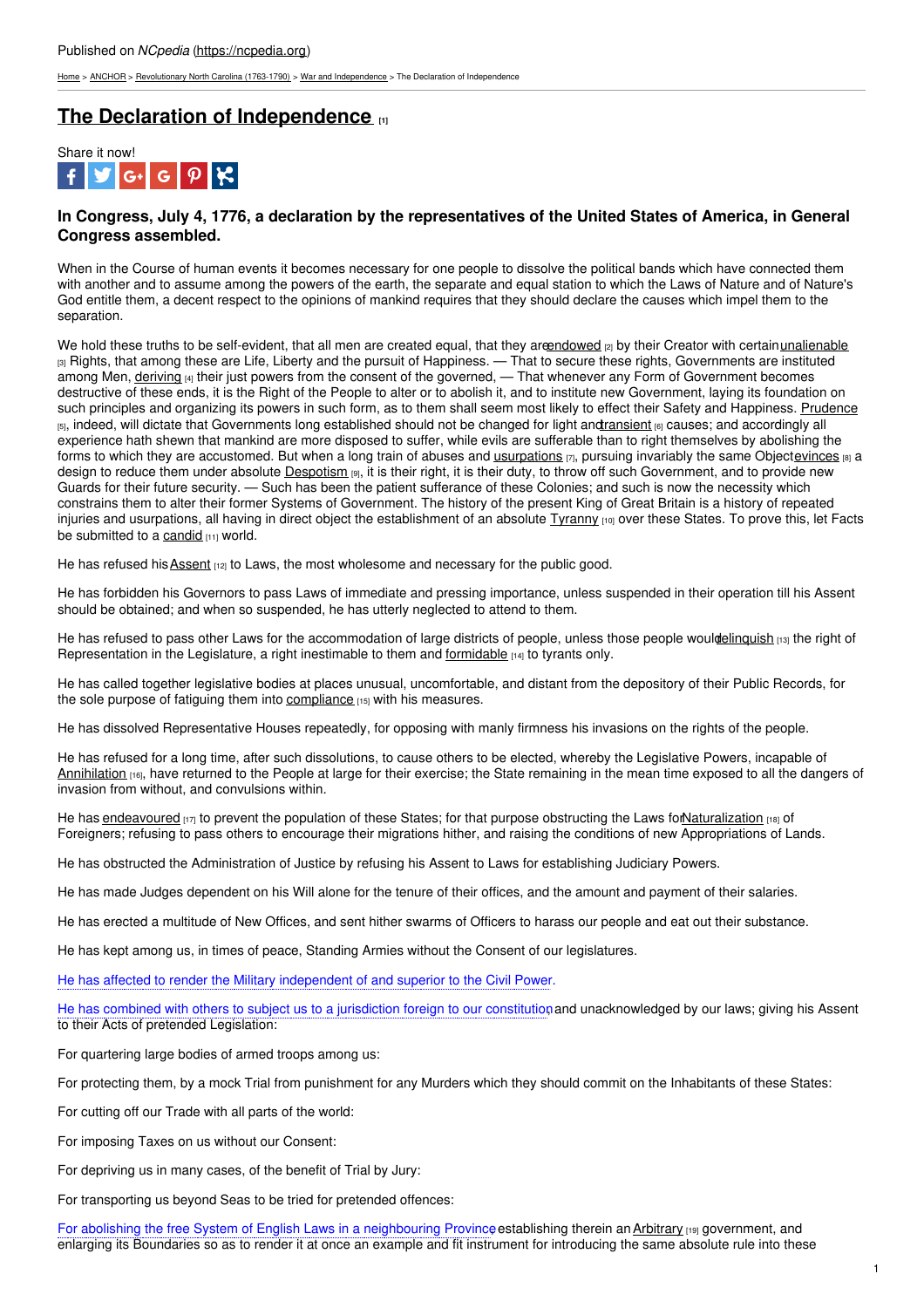Published on *NCpedia* (https://ncpedia.org)

Home > ANCHOR > Revolutionary North Carolina (1763-1790) > War and Independence > The Declaration of Independence

# The Declaration of Independence [1]

Share it now!

### In Congress, July 4, 1776, a declaration by the representatives of the United States of America, in General Congress assembled.

When in the Course of human events it becomes necessary for one people to dissolve the political bands which have connected them with another and to assume among the powers of the earth, the separate and equal station to which the Laws of Nature and of Nature's God entitle them, a decent respect to the opinions of mankind requires that they should declare the causes which impel them to the separation.

We hold these truths to be self-evident, that all men are created equal, that they are endowed [2] by their Creator with certain unalienable [3] Rights, that among these are Life, Liberty and the pursuit of Happiness. — That to secure these rights, Governments are instituted among Men, deriving [4] their just powers from the consent of the governed, — That whenever any Form of Government becomes destructive of these ends, it is the Right of the People to alter or to abolish it, and to institute new Government, laying its foundation on such principles and organizing its powers in such form, as to them shall seem most likely to effect their Safety and Happiness. Prudence [5], indeed, will dictate that Governments long established should not be changed for light and transient [6] causes; and accordingly all experience hath shewn that mankind are more disposed to suffer, while evils are sufferable than to right themselves by abolishing the forms to which they are accustomed. But when a long train of abuses and usurpations [7], pursuing invariably the same Object evinces [8] a design to reduce them under absolute Despotism [9], it is their right, it is their duty, to throw off such Government, and to provide new Guards for their future security. — Such has been the patient sufferance of these Colonies; and such is now the necessity which constrains them to alter their former Systems of Government. The history of the present King of Great Britain is a history of repeated injuries and usurpations, all having in direct object the establishment of an absolute Tyranny [10] over these States. To prove this, let Facts be submitted to a candid [11] world.

He has refused his Assent [12] to Laws, the most wholesome and necessary for the public good.

He has forbidden his Governors to pass Laws of immediate and pressing importance, unless suspended in their operation till his Assent should be obtained; and when so suspended, he has utterly neglected to attend to them.

He has refused to pass other Laws for the accommodation of large districts of people, unless those people would relinquish [13] the right of Representation in the Legislature, a right inestimable to them and formidable [14] to tyrants only.

He has called together legislative bodies at places unusual, uncomfortable, and distant from the depository of their Public Records, for the sole purpose of fatiguing them into compliance [15] with his measures.

He has dissolved Representative Houses repeatedly, for opposing with manly firmness his invasions on the rights of the people.

He has refused for a long time, after such dissolutions, to cause others to be elected, whereby the Legislative Powers, incapable of Annihilation [16], have returned to the People at large for their exercise; the State remaining in the mean time exposed to all the dangers of invasion from without, and convulsions within.

He has endeavoured [17] to prevent the population of these States; for that purpose obstructing the Laws for Naturalization [18] of Foreigners; refusing to pass others to encourage their migrations hither, and raising the conditions of new Appropriations of Lands.

He has obstructed the Administration of Justice by refusing his Assent to Laws for establishing Judiciary Powers.

He has made Judges dependent on his Will alone for the tenure of their offices, and the amount and payment of their salaries.

He has erected a multitude of New Offices, and sent hither swarms of Officers to harass our people and eat out their substance.

He has kept among us, in times of peace, Standing Armies without the Consent of our legislatures.

He has affected to render the Military independent of and superior to the Civil Power.

He has combined with others to subject us to a jurisdiction foreign to our constitution and unacknowledged by our laws; giving his Assent to their Acts of pretended Legislation:

For quartering large bodies of armed troops among us:

For protecting them, by a mock Trial from punishment for any Murders which they should commit on the Inhabitants of these States:

For cutting off our Trade with all parts of the world:

For imposing Taxes on us without our Consent:

For depriving us in many cases, of the benefit of Trial by Jury:

For transporting us beyond Seas to be tried for pretended offences:

For abolishing the free System of English Laws in a neighbouring Province establishing therein an Arbitrary [19] government, and enlarging its Boundaries so as to render it at once an example and fit instrument for introducing the same absolute rule into these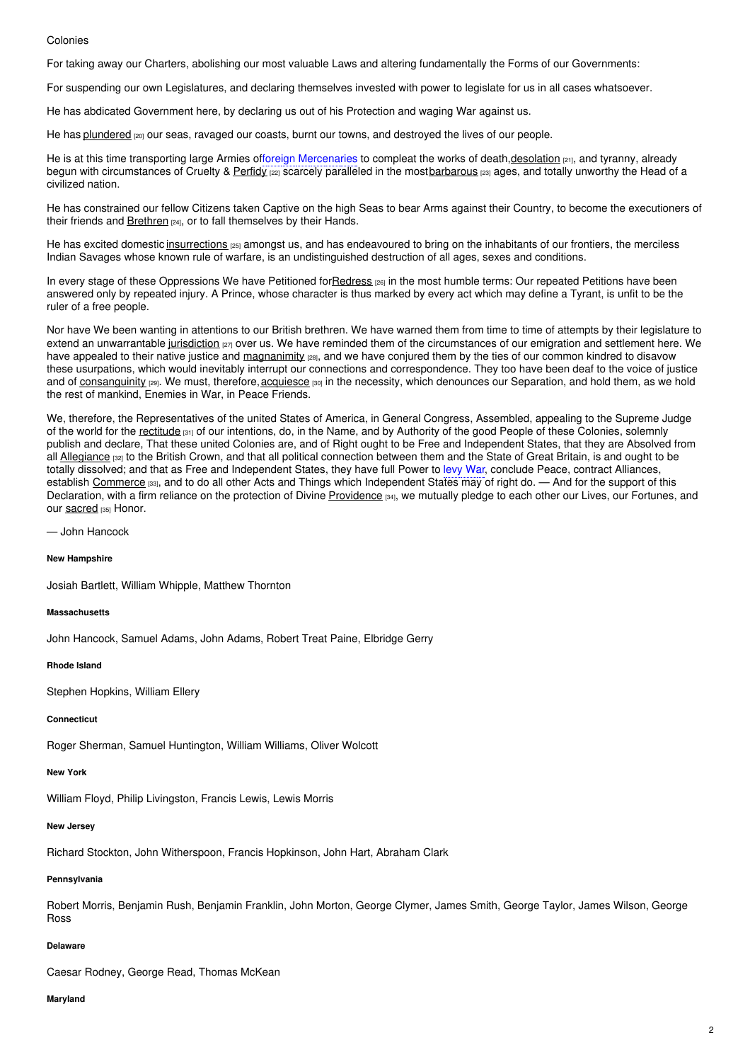Colonies

For taking away our Charters, abolishing our most valuable Laws and altering fundamentally the Forms of our Governments:

For suspending our own Legislatures, and declaring themselves invested with power to legislate for us in all cases whatsoever.

He has abdicated Government here, by declaring us out of his Protection and waging War against us.

He has plundered [20] our seas, ravaged our coasts, burnt our towns, and destroyed the lives of our people.

He is at this time transporting large Armies of foreign Mercenaries to compleat the works of death, desolation [21], and tyranny, already begun with circumstances of Cruelty & Perfidy [22] scarcely paralleled in the most barbarous [23] ages, and totally unworthy the Head of a civilized nation.

He has constrained our fellow Citizens taken Captive on the high Seas to bear Arms against their Country, to become the executioners of their friends and Brethren [24], or to fall themselves by their Hands.

He has excited domestic insurrections [25] amongst us, and has endeavoured to bring on the inhabitants of our frontiers, the merciless Indian Savages whose known rule of warfare, is an undistinguished destruction of all ages, sexes and conditions.

In every stage of these Oppressions We have Petitioned for Redress [26] in the most humble terms: Our repeated Petitions have been answered only by repeated injury. A Prince, whose character is thus marked by every act which may define a Tyrant, is unfit to be the ruler of a free people.

Nor have We been wanting in attentions to our British brethren. We have warned them from time to time of attempts by their legislature to extend an unwarrantable jurisdiction [27] over us. We have reminded them of the circumstances of our emigration and settlement here. We have appealed to their native justice and magnanimity [28], and we have conjured them by the ties of our common kindred to disavow these usurpations, which would inevitably interrupt our connections and correspondence. They too have been deaf to the voice of justice and of consanguinity [29]. We must, therefore, acquiesce [30] in the necessity, which denounces our Separation, and hold them, as we hold the rest of mankind, Enemies in War, in Peace Friends.

We, therefore, the Representatives of the united States of America, in General Congress, Assembled, appealing to the Supreme Judge of the world for the rectitude [31] of our intentions, do, in the Name, and by Authority of the good People of these Colonies, solemnly publish and declare, That these united Colonies are, and of Right ought to be Free and Independent States, that they are Absolved from all Allegiance [32] to the British Crown, and that all political connection between them and the State of Great Britain, is and ought to be totally dissolved; and that as Free and Independent States, they have full Power to levy War, conclude Peace, contract Alliances, establish Commerce [33], and to do all other Acts and Things which Independent States may of right do. — And for the support of this Declaration, with a firm reliance on the protection of Divine Providence [34], we mutually pledge to each other our Lives, our Fortunes, and our sacred [35] Honor.

— John Hancock

**New Hampshire**

Josiah Bartlett, William Whipple, Matthew Thornton

**Massachusetts**

John Hancock, Samuel Adams, John Adams, Robert Treat Paine, Elbridge Gerry

**Rhode Island**

Stephen Hopkins, William Ellery

**Connecticut**

Roger Sherman, Samuel Huntington, William Williams, Oliver Wolcott

**New York**

William Floyd, Philip Livingston, Francis Lewis, Lewis Morris

**New Jersey**

Richard Stockton, John Witherspoon, Francis Hopkinson, John Hart, Abraham Clark

**Pennsylvania**

Robert Morris, Benjamin Rush, Benjamin Franklin, John Morton, George Clymer, James Smith, George Taylor, James Wilson, George Ross

**Delaware**

Caesar Rodney, George Read, Thomas McKean

**Maryland**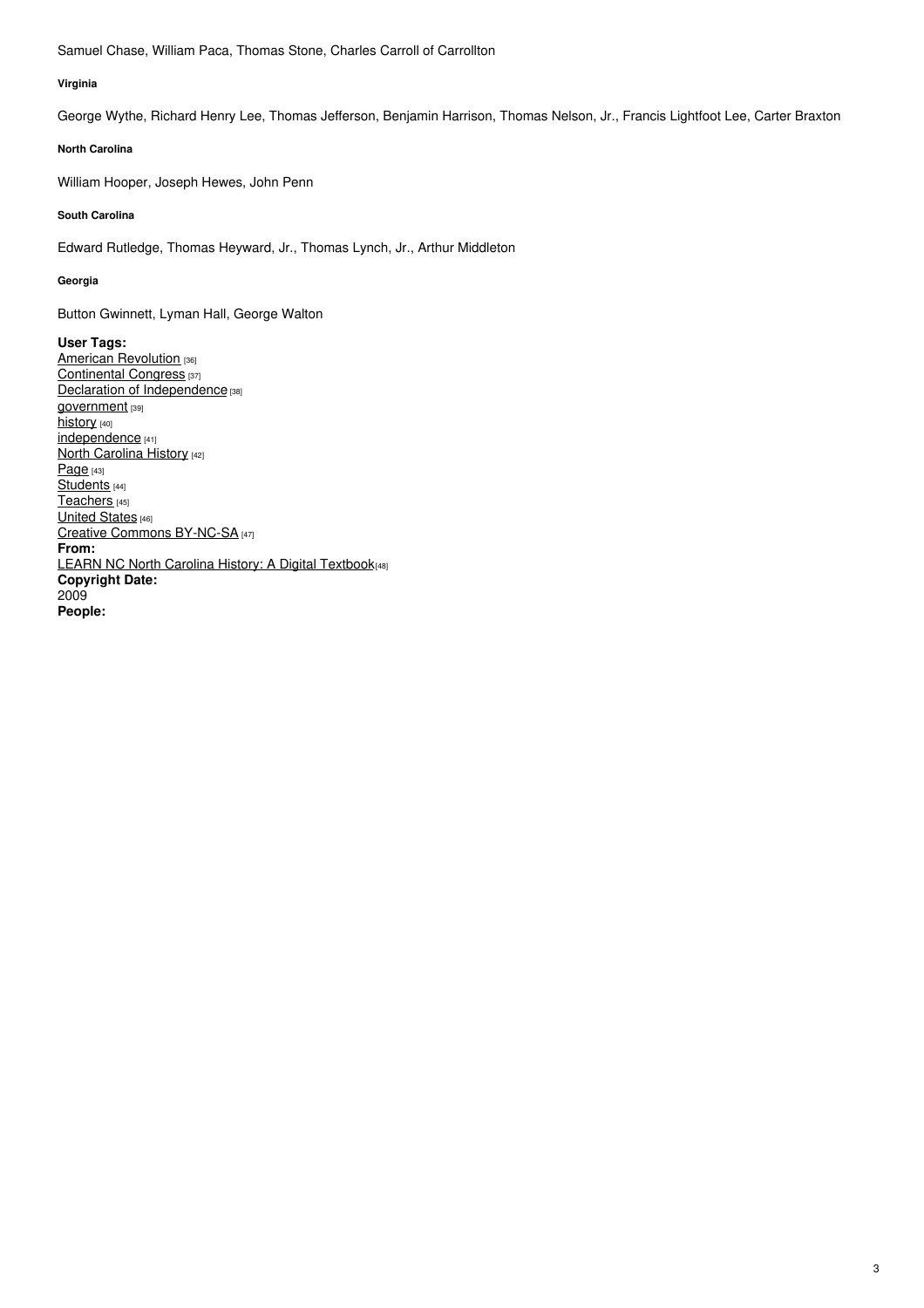Samuel Chase, William Paca, Thomas Stone, Charles Carroll of Carrollton

#### Virginia

George Wythe, Richard Henry Lee, Thomas Jefferson, Benjamin Harrison, Thomas Nelson, Jr., Francis Lightfoot Lee, Carter Braxton

#### North Carolina

William Hooper, Joseph Hewes, John Penn

#### South Carolina

Edward Rutledge, Thomas Heyward, Jr., Thomas Lynch, Jr., Arthur Middleton

#### Georgia

Button Gwinnett, Lyman Hall, George Walton

**User Tags:**
American Revolution [36]
Continental Congress [37]
Declaration of Independence [38]
government [39]
history [40]
independence [41]
North Carolina History [42]
Page [43]
Students [44]
Teachers [45]
United States [46]
Creative Commons BY-NC-SA [47]
**From:**
LEARN NC North Carolina History: A Digital Textbook [48]
**Copyright Date:**
2009
**People:**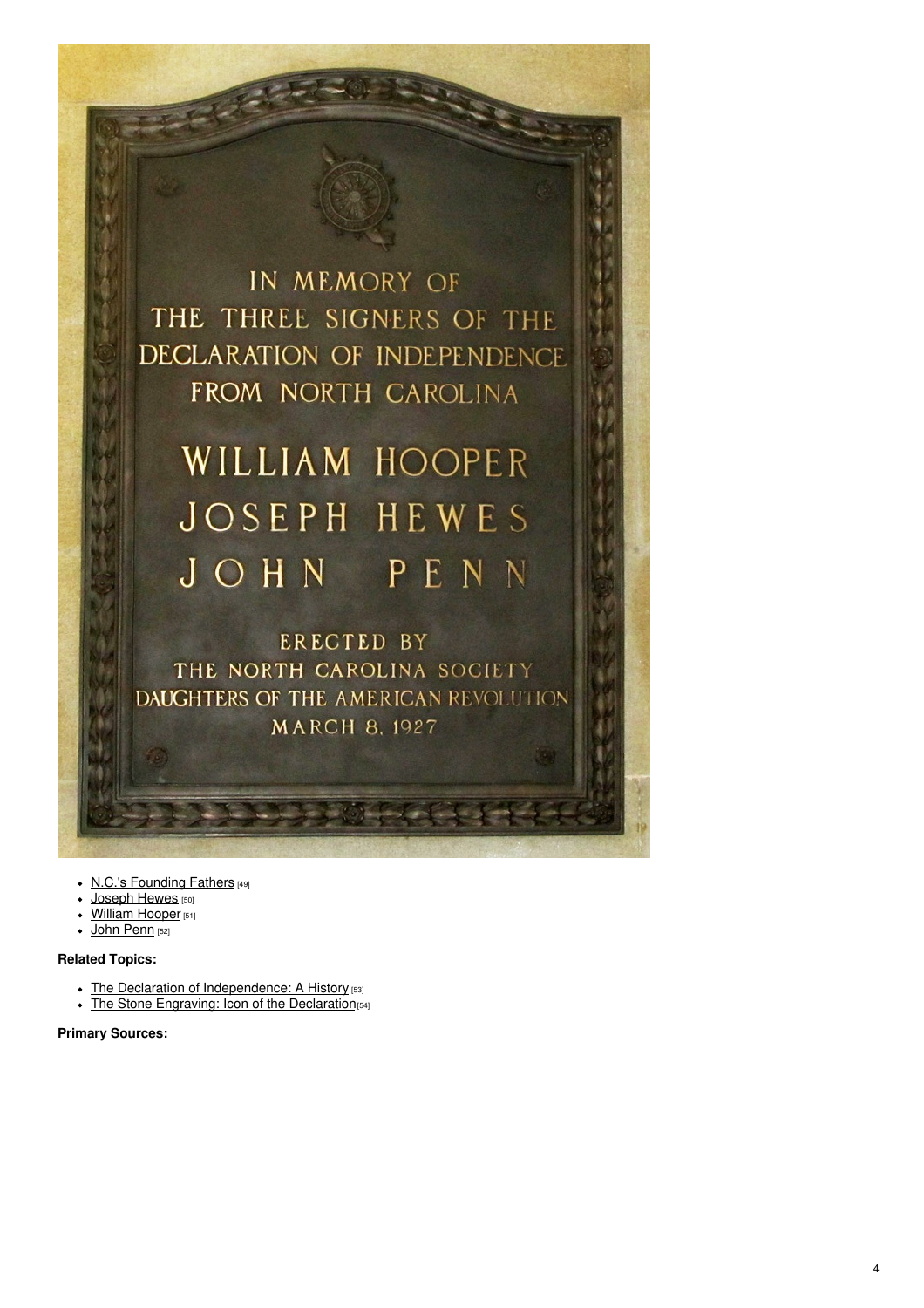- N.C.'s Founding Fathers [49]
- Joseph Hewes [50]
- William Hooper [51]
- John Penn [52]

**Related Topics:**

- The Declaration of Independence: A History [53]
- The Stone Engraving: Icon of the Declaration [54]

**Primary Sources:**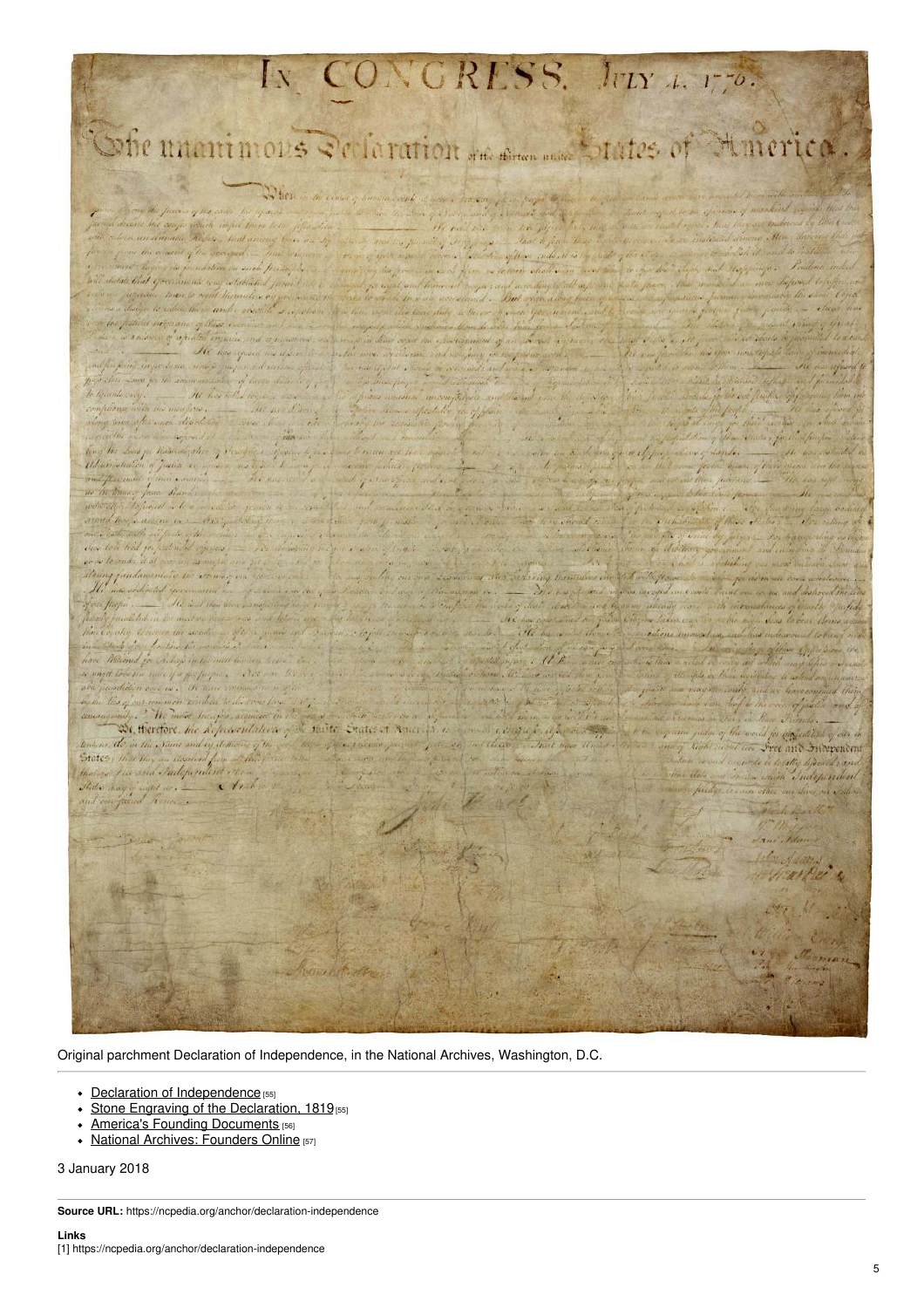Original parchment Declaration of Independence, in the National Archives, Washington, D.C.

- Declaration of Independence [55]
- Stone Engraving of the Declaration, 1819 [55]
- America's Founding Documents [56]
- National Archives: Founders Online [57]

3 January 2018

**Source URL:** https://ncpedia.org/anchor/declaration-independence

**Links**
[1] https://ncpedia.org/anchor/declaration-independence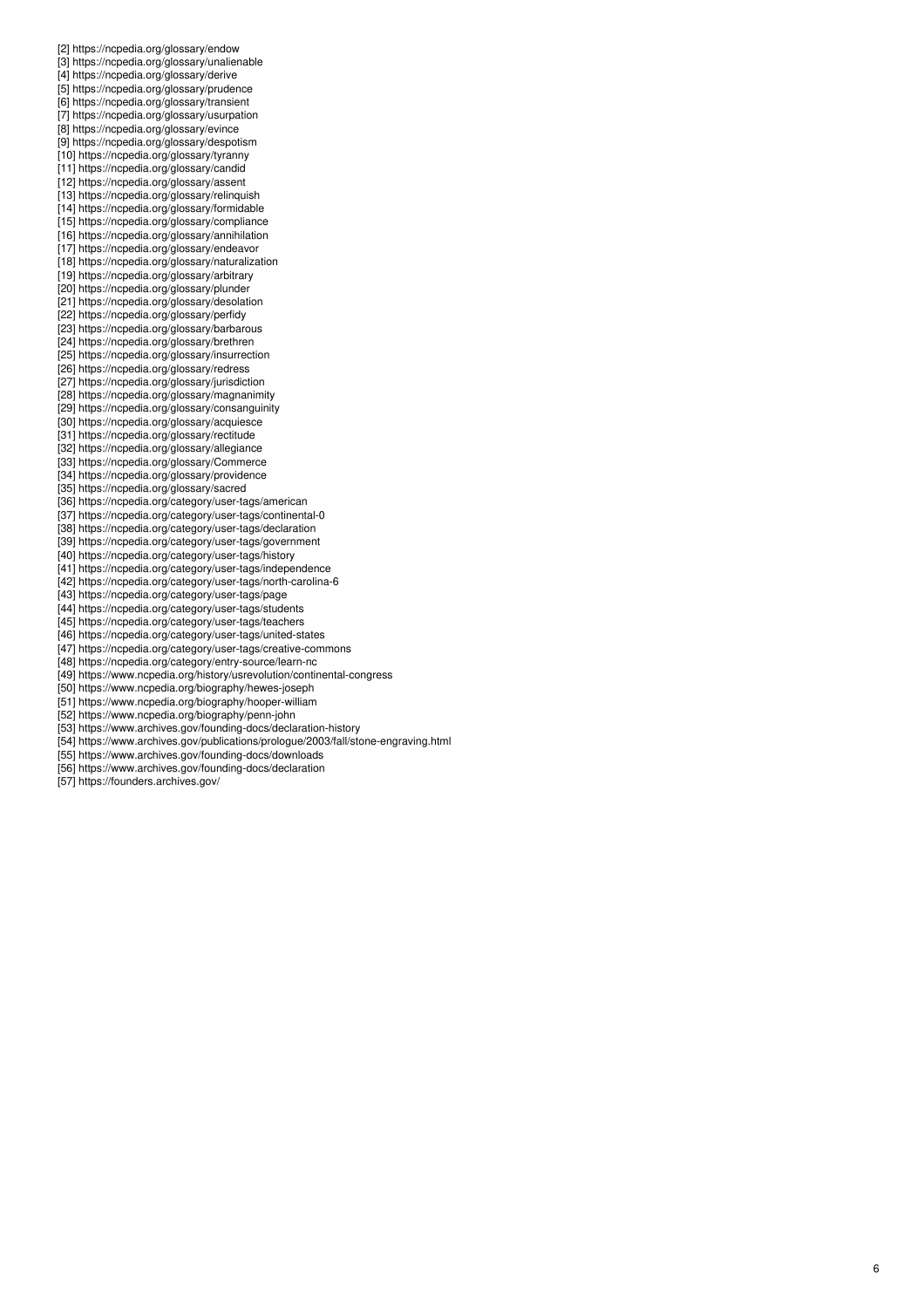[2] https://ncpedia.org/glossary/endow
[3] https://ncpedia.org/glossary/unalienable
[4] https://ncpedia.org/glossary/derive
[5] https://ncpedia.org/glossary/prudence
[6] https://ncpedia.org/glossary/transient
[7] https://ncpedia.org/glossary/usurpation
[8] https://ncpedia.org/glossary/evince
[9] https://ncpedia.org/glossary/despotism
[10] https://ncpedia.org/glossary/tyranny
[11] https://ncpedia.org/glossary/candid
[12] https://ncpedia.org/glossary/assent
[13] https://ncpedia.org/glossary/relinquish
[14] https://ncpedia.org/glossary/formidable
[15] https://ncpedia.org/glossary/compliance
[16] https://ncpedia.org/glossary/annihilation
[17] https://ncpedia.org/glossary/endeavor
[18] https://ncpedia.org/glossary/naturalization
[19] https://ncpedia.org/glossary/arbitrary
[20] https://ncpedia.org/glossary/plunder
[21] https://ncpedia.org/glossary/desolation
[22] https://ncpedia.org/glossary/perfidy
[23] https://ncpedia.org/glossary/barbarous
[24] https://ncpedia.org/glossary/brethren
[25] https://ncpedia.org/glossary/insurrection
[26] https://ncpedia.org/glossary/redress
[27] https://ncpedia.org/glossary/jurisdiction
[28] https://ncpedia.org/glossary/magnanimity
[29] https://ncpedia.org/glossary/consanguinity
[30] https://ncpedia.org/glossary/acquiesce
[31] https://ncpedia.org/glossary/rectitude
[32] https://ncpedia.org/glossary/allegiance
[33] https://ncpedia.org/glossary/Commerce
[34] https://ncpedia.org/glossary/providence
[35] https://ncpedia.org/glossary/sacred
[36] https://ncpedia.org/category/user-tags/american
[37] https://ncpedia.org/category/user-tags/continental-0
[38] https://ncpedia.org/category/user-tags/declaration
[39] https://ncpedia.org/category/user-tags/government
[40] https://ncpedia.org/category/user-tags/history
[41] https://ncpedia.org/category/user-tags/independence
[42] https://ncpedia.org/category/user-tags/north-carolina-6
[43] https://ncpedia.org/category/user-tags/page
[44] https://ncpedia.org/category/user-tags/students
[45] https://ncpedia.org/category/user-tags/teachers
[46] https://ncpedia.org/category/user-tags/united-states
[47] https://ncpedia.org/category/user-tags/creative-commons
[48] https://ncpedia.org/category/entry-source/learn-nc
[49] https://www.ncpedia.org/history/usrevolution/continental-congress
[50] https://www.ncpedia.org/biography/hewes-joseph
[51] https://www.ncpedia.org/biography/hooper-william
[52] https://www.ncpedia.org/biography/penn-john
[53] https://www.archives.gov/founding-docs/declaration-history
[54] https://www.archives.gov/publications/prologue/2003/fall/stone-engraving.html
[55] https://www.archives.gov/founding-docs/downloads
[56] https://www.archives.gov/founding-docs/declaration
[57] https://founders.archives.gov/